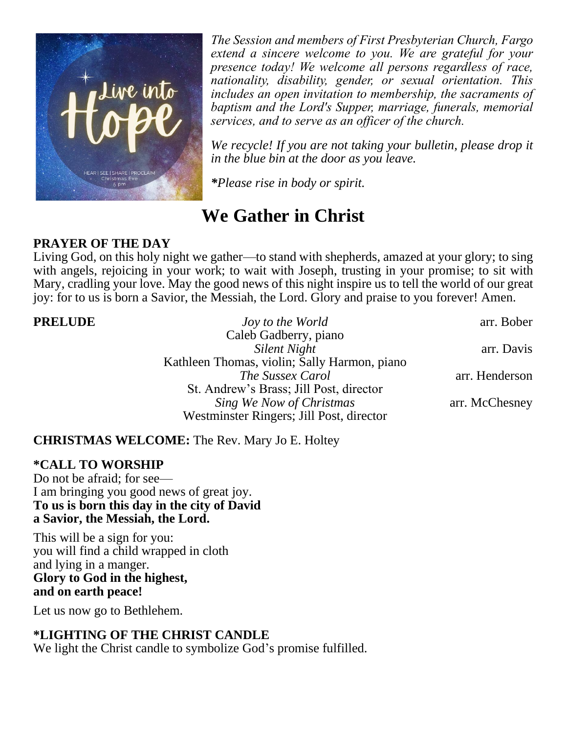*The Session and members of First Presbyterian Church, Fargo extend a sincere welcome to you. We are grateful for your presence today! We welcome all persons regardless of race, nationality, disability, gender, or sexual orientation. This includes an open invitation to membership, the sacraments of baptism and the Lord's Supper, marriage, funerals, memorial services, and to serve as an officer of the church.*

*We recycle! If you are not taking your bulletin, please drop it in the blue bin at the door as you leave.*

*\*Please rise in body or spirit.*

# We Gather in Christ

**PRAYER OF THE DAY**

Living God, on this holy night we gather—to stand with shepherds, amazed at your glory; to sing with angels, rejoicing in your work; to wait with Joseph, trusting in your promise; to sit with Mary, cradling your love. May the good news of this night inspire us to tell the world of our great joy: for to us is born a Savior, the Messiah, the Lord. Glory and praise to you forever! Amen.

**PRELUDE**

*Joy to the World* — arr. Bober
Caleb Gadberry, piano

*Silent Night* — arr. Davis
Kathleen Thomas, violin; Sally Harmon, piano

*The Sussex Carol* — arr. Henderson
St. Andrew's Brass; Jill Post, director

*Sing We Now of Christmas* — arr. McChesney
Westminster Ringers; Jill Post, director

**CHRISTMAS WELCOME:** The Rev. Mary Jo E. Holtey

**\*CALL TO WORSHIP**

Do not be afraid; for see—
I am bringing you good news of great joy.
**To us is born this day in the city of David**
**a Savior, the Messiah, the Lord.**

This will be a sign for you:
you will find a child wrapped in cloth
and lying in a manger.
**Glory to God in the highest,**
**and on earth peace!**

Let us now go to Bethlehem.

**\*LIGHTING OF THE CHRIST CANDLE**

We light the Christ candle to symbolize God's promise fulfilled.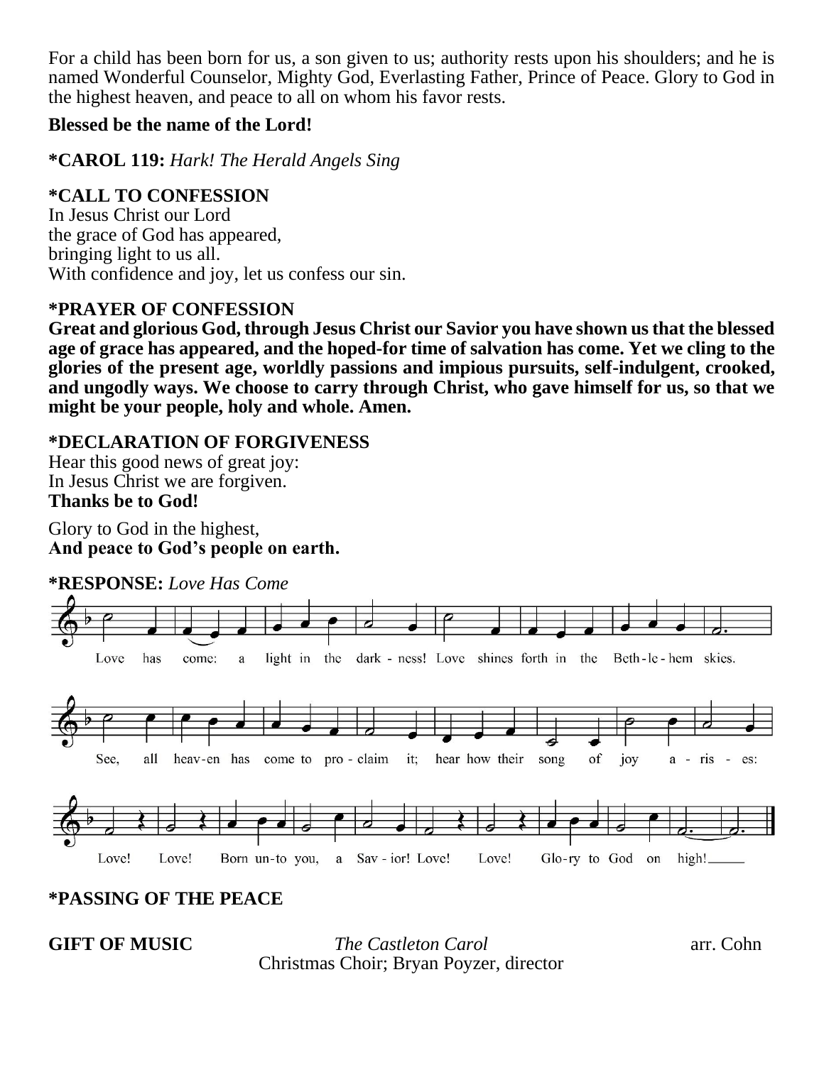For a child has been born for us, a son given to us; authority rests upon his shoulders; and he is named Wonderful Counselor, Mighty God, Everlasting Father, Prince of Peace. Glory to God in the highest heaven, and peace to all on whom his favor rests.

**Blessed be the name of the Lord!**

**\*CAROL 119:** *Hark! The Herald Angels Sing*

**\*CALL TO CONFESSION**
In Jesus Christ our Lord
the grace of God has appeared,
bringing light to us all.
With confidence and joy, let us confess our sin.

**\*PRAYER OF CONFESSION**
**Great and glorious God, through Jesus Christ our Savior you have shown us that the blessed age of grace has appeared, and the hoped-for time of salvation has come. Yet we cling to the glories of the present age, worldly passions and impious pursuits, self-indulgent, crooked, and ungodly ways. We choose to carry through Christ, who gave himself for us, so that we might be your people, holy and whole. Amen.**

**\*DECLARATION OF FORGIVENESS**
Hear this good news of great joy:
In Jesus Christ we are forgiven.
**Thanks be to God!**

Glory to God in the highest,
**And peace to God's people on earth.**

**\*RESPONSE:** *Love Has Come*

Love has come: a light in the dark - ness! Love shines forth in the Beth - le - hem skies.
See, all heav-en has come to pro - claim it; hear how their song of joy a - ris - es:
Love! Love! Born un-to you, a Sav - ior! Love! Love! Glo-ry to God on high!

**\*PASSING OF THE PEACE**

**GIFT OF MUSIC** *The Castleton Carol* arr. Cohn
Christmas Choir; Bryan Poyzer, director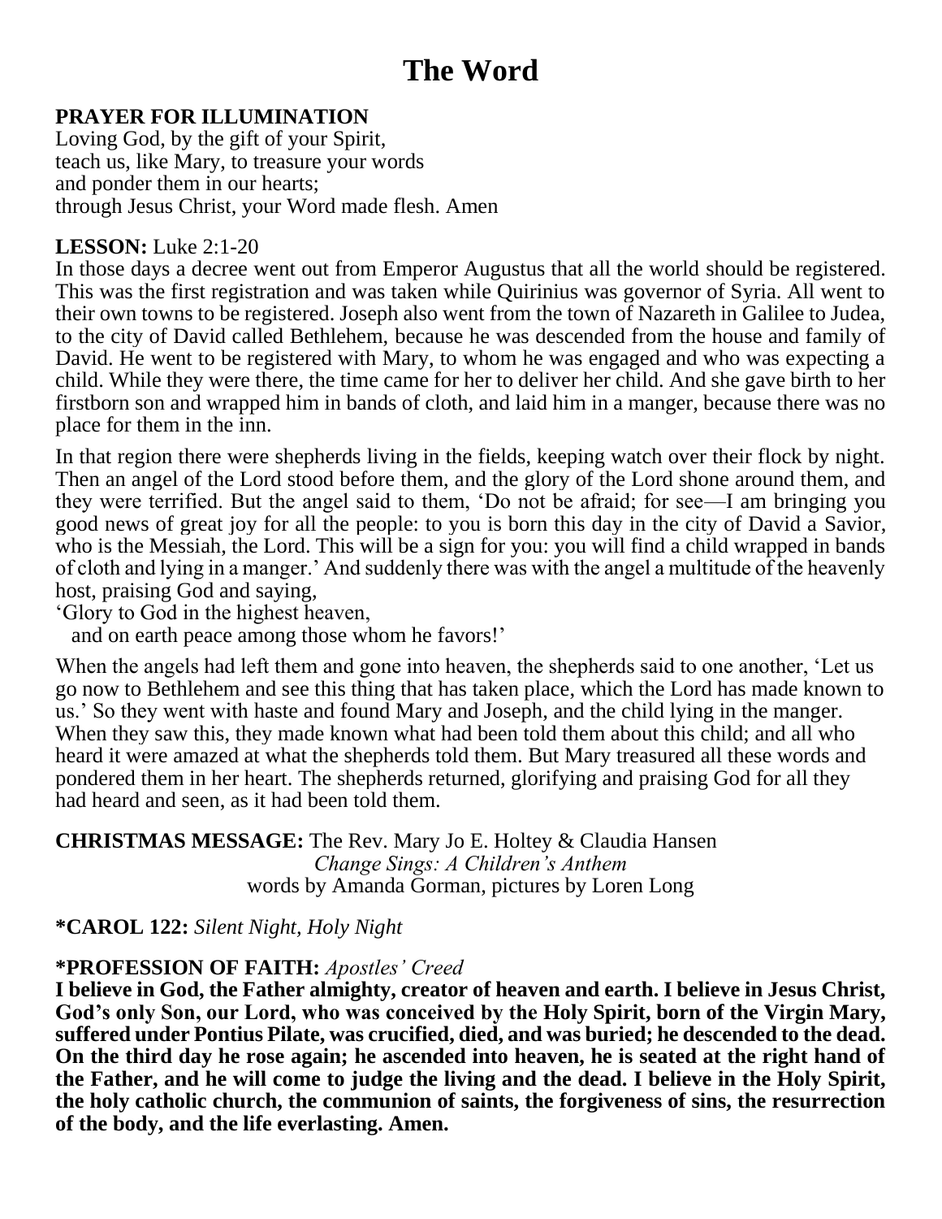# The Word

**PRAYER FOR ILLUMINATION**
Loving God, by the gift of your Spirit,
teach us, like Mary, to treasure your words
and ponder them in our hearts;
through Jesus Christ, your Word made flesh. Amen

**LESSON:** Luke 2:1-20
In those days a decree went out from Emperor Augustus that all the world should be registered. This was the first registration and was taken while Quirinius was governor of Syria. All went to their own towns to be registered. Joseph also went from the town of Nazareth in Galilee to Judea, to the city of David called Bethlehem, because he was descended from the house and family of David. He went to be registered with Mary, to whom he was engaged and who was expecting a child. While they were there, the time came for her to deliver her child. And she gave birth to her firstborn son and wrapped him in bands of cloth, and laid him in a manger, because there was no place for them in the inn.

In that region there were shepherds living in the fields, keeping watch over their flock by night. Then an angel of the Lord stood before them, and the glory of the Lord shone around them, and they were terrified. But the angel said to them, 'Do not be afraid; for see—I am bringing you good news of great joy for all the people: to you is born this day in the city of David a Savior, who is the Messiah, the Lord. This will be a sign for you: you will find a child wrapped in bands of cloth and lying in a manger.' And suddenly there was with the angel a multitude of the heavenly host, praising God and saying,
'Glory to God in the highest heaven,
  and on earth peace among those whom he favors!'

When the angels had left them and gone into heaven, the shepherds said to one another, 'Let us go now to Bethlehem and see this thing that has taken place, which the Lord has made known to us.' So they went with haste and found Mary and Joseph, and the child lying in the manger. When they saw this, they made known what had been told them about this child; and all who heard it were amazed at what the shepherds told them. But Mary treasured all these words and pondered them in her heart. The shepherds returned, glorifying and praising God for all they had heard and seen, as it had been told them.

**CHRISTMAS MESSAGE:** The Rev. Mary Jo E. Holtey & Claudia Hansen
*Change Sings: A Children's Anthem*
words by Amanda Gorman, pictures by Loren Long

**\*CAROL 122:** *Silent Night, Holy Night*

**\*PROFESSION OF FAITH:** *Apostles' Creed*
**I believe in God, the Father almighty, creator of heaven and earth. I believe in Jesus Christ, God's only Son, our Lord, who was conceived by the Holy Spirit, born of the Virgin Mary, suffered under Pontius Pilate, was crucified, died, and was buried; he descended to the dead. On the third day he rose again; he ascended into heaven, he is seated at the right hand of the Father, and he will come to judge the living and the dead. I believe in the Holy Spirit, the holy catholic church, the communion of saints, the forgiveness of sins, the resurrection of the body, and the life everlasting. Amen.**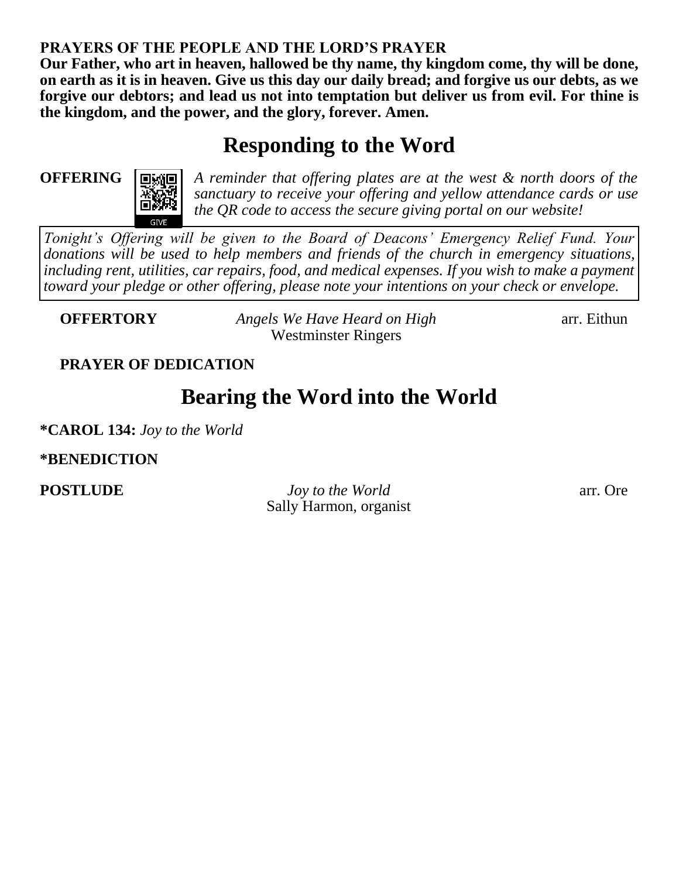**PRAYERS OF THE PEOPLE AND THE LORD'S PRAYER**
**Our Father, who art in heaven, hallowed be thy name, thy kingdom come, thy will be done, on earth as it is in heaven. Give us this day our daily bread; and forgive us our debts, as we forgive our debtors; and lead us not into temptation but deliver us from evil. For thine is the kingdom, and the power, and the glory, forever. Amen.**

# Responding to the Word

**OFFERING** *A reminder that offering plates are at the west & north doors of the sanctuary to receive your offering and yellow attendance cards or use the QR code to access the secure giving portal on our website!*

GIVE

*Tonight's Offering will be given to the Board of Deacons' Emergency Relief Fund. Your donations will be used to help members and friends of the church in emergency situations, including rent, utilities, car repairs, food, and medical expenses. If you wish to make a payment toward your pledge or other offering, please note your intentions on your check or envelope.*

**OFFERTORY** *Angels We Have Heard on High* arr. Eithun
Westminster Ringers

**PRAYER OF DEDICATION**

# Bearing the Word into the World

**\*CAROL 134:** *Joy to the World*

**\*BENEDICTION**

**POSTLUDE** *Joy to the World* arr. Ore
Sally Harmon, organist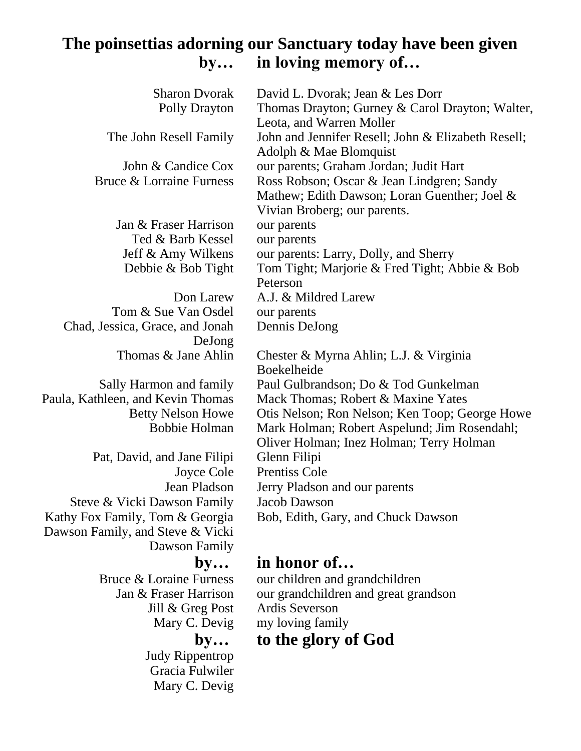## The poinsettias adorning our Sanctuary today have been given

| **by…** | **in loving memory of…** |
|---|---|
| Sharon Dvorak | David L. Dvorak; Jean & Les Dorr |
| Polly Drayton | Thomas Drayton; Gurney & Carol Drayton; Walter, Leota, and Warren Moller |
| The John Resell Family | John and Jennifer Resell; John & Elizabeth Resell; Adolph & Mae Blomquist |
| John & Candice Cox | our parents; Graham Jordan; Judit Hart |
| Bruce & Lorraine Furness | Ross Robson; Oscar & Jean Lindgren; Sandy Mathew; Edith Dawson; Loran Guenther; Joel & Vivian Broberg; our parents. |
| Jan & Fraser Harrison | our parents |
| Ted & Barb Kessel | our parents |
| Jeff & Amy Wilkens | our parents: Larry, Dolly, and Sherry |
| Debbie & Bob Tight | Tom Tight; Marjorie & Fred Tight; Abbie & Bob Peterson |
| Don Larew | A.J. & Mildred Larew |
| Tom & Sue Van Osdel | our parents |
| Chad, Jessica, Grace, and Jonah DeJong | Dennis DeJong |
| Thomas & Jane Ahlin | Chester & Myrna Ahlin; L.J. & Virginia Boekelheide |
| Sally Harmon and family | Paul Gulbrandson; Do & Tod Gunkelman |
| Paula, Kathleen, and Kevin Thomas | Mack Thomas; Robert & Maxine Yates |
| Betty Nelson Howe | Otis Nelson; Ron Nelson; Ken Toop; George Howe |
| Bobbie Holman | Mark Holman; Robert Aspelund; Jim Rosendahl; Oliver Holman; Inez Holman; Terry Holman |
| Pat, David, and Jane Filipi | Glenn Filipi |
| Joyce Cole | Prentiss Cole |
| Jean Pladson | Jerry Pladson and our parents |
| Steve & Vicki Dawson Family | Jacob Dawson |
| Kathy Fox Family, Tom & Georgia Dawson Family, and Steve & Vicki Dawson Family | Bob, Edith, Gary, and Chuck Dawson |

| **by…** | **in honor of…** |
|---|---|
| Bruce & Loraine Furness | our children and grandchildren |
| Jan & Fraser Harrison | our grandchildren and great grandson |
| Jill & Greg Post | Ardis Severson |
| Mary C. Devig | my loving family |

| **by…** | **to the glory of God** |
|---|---|
| Judy Rippentrop | |
| Gracia Fulwiler | |
| Mary C. Devig | |